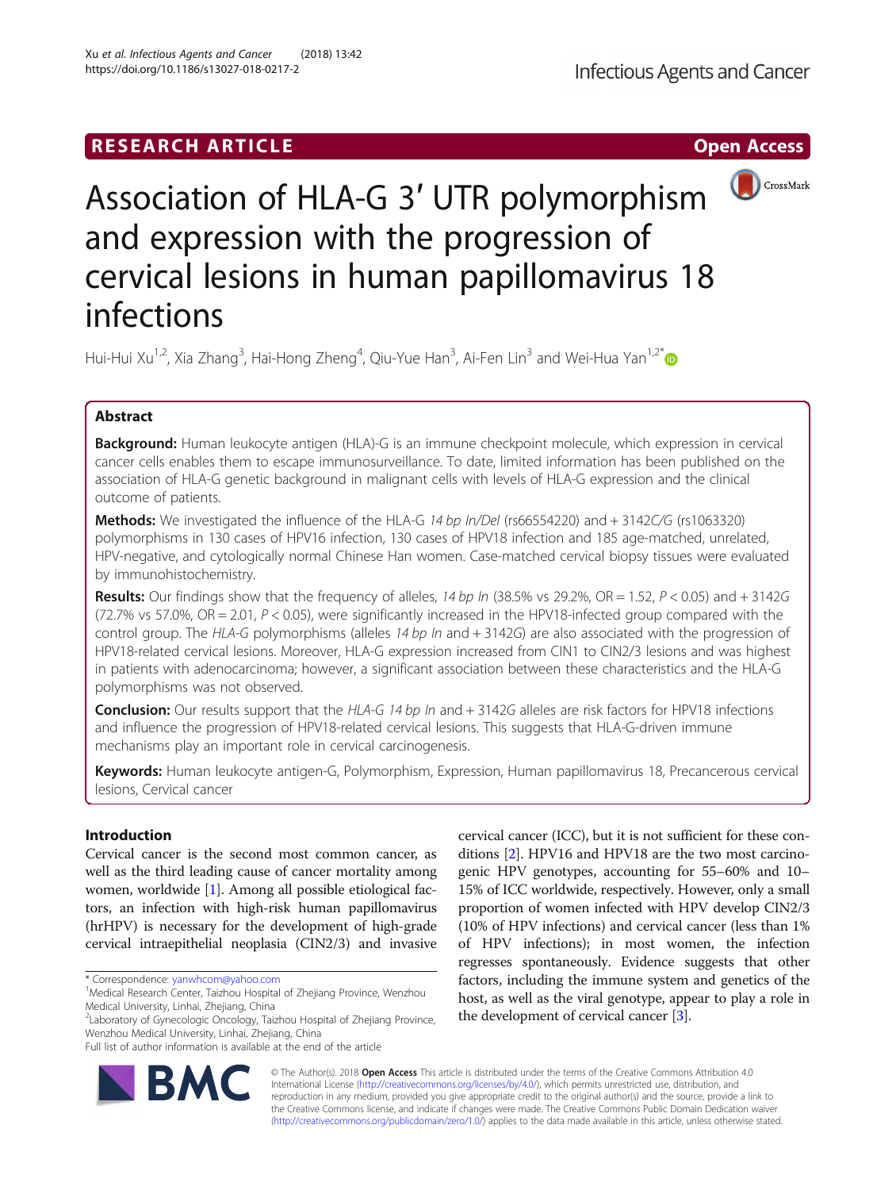RESEARCH ARTICLE

Open Access

# Association of HLA-G 3′ UTR polymorphism and expression with the progression of cervical lesions in human papillomavirus 18 infections

Hui-Hui Xu[1,2], Xia Zhang[3], Hai-Hong Zheng[4], Qiu-Yue Han[3], Ai-Fen Lin[3] and Wei-Hua Yan[1,2*]

## Abstract

**Background:** Human leukocyte antigen (HLA)-G is an immune checkpoint molecule, which expression in cervical cancer cells enables them to escape immunosurveillance. To date, limited information has been published on the association of HLA-G genetic background in malignant cells with levels of HLA-G expression and the clinical outcome of patients.

**Methods:** We investigated the influence of the HLA-G *14 bp In/Del* (rs66554220) and + 3142*C/G* (rs1063320) polymorphisms in 130 cases of HPV16 infection, 130 cases of HPV18 infection and 185 age-matched, unrelated, HPV-negative, and cytologically normal Chinese Han women. Case-matched cervical biopsy tissues were evaluated by immunohistochemistry.

**Results:** Our findings show that the frequency of alleles, *14 bp In* (38.5% vs 29.2%, OR = 1.52, $P < 0.05$) and + 3142*G* (72.7% vs 57.0%, OR = 2.01, $P < 0.05$), were significantly increased in the HPV18-infected group compared with the control group. The *HLA-G* polymorphisms (alleles *14 bp In* and + 3142*G*) are also associated with the progression of HPV18-related cervical lesions. Moreover, HLA-G expression increased from CIN1 to CIN2/3 lesions and was highest in patients with adenocarcinoma; however, a significant association between these characteristics and the HLA-G polymorphisms was not observed.

**Conclusion:** Our results support that the *HLA-G 14 bp In* and + 3142*G* alleles are risk factors for HPV18 infections and influence the progression of HPV18-related cervical lesions. This suggests that HLA-G-driven immune mechanisms play an important role in cervical carcinogenesis.

**Keywords:** Human leukocyte antigen-G, Polymorphism, Expression, Human papillomavirus 18, Precancerous cervical lesions, Cervical cancer

## Introduction

Cervical cancer is the second most common cancer, as well as the third leading cause of cancer mortality among women, worldwide [1]. Among all possible etiological factors, an infection with high-risk human papillomavirus (hrHPV) is necessary for the development of high-grade cervical intraepithelial neoplasia (CIN2/3) and invasive cervical cancer (ICC), but it is not sufficient for these conditions [2]. HPV16 and HPV18 are the two most carcinogenic HPV genotypes, accounting for 55–60% and 10–15% of ICC worldwide, respectively. However, only a small proportion of women infected with HPV develop CIN2/3 (10% of HPV infections) and cervical cancer (less than 1% of HPV infections); in most women, the infection regresses spontaneously. Evidence suggests that other factors, including the immune system and genetics of the host, as well as the viral genotype, appear to play a role in the development of cervical cancer [3].

* Correspondence: yanwhcom@yahoo.com
[1]Medical Research Center, Taizhou Hospital of Zhejiang Province, Wenzhou Medical University, Linhai, Zhejiang, China
[2]Laboratory of Gynecologic Oncology, Taizhou Hospital of Zhejiang Province, Wenzhou Medical University, Linhai, Zhejiang, China
Full list of author information is available at the end of the article

© The Author(s). 2018 **Open Access** This article is distributed under the terms of the Creative Commons Attribution 4.0 International License (http://creativecommons.org/licenses/by/4.0/), which permits unrestricted use, distribution, and reproduction in any medium, provided you give appropriate credit to the original author(s) and the source, provide a link to the Creative Commons license, and indicate if changes were made. The Creative Commons Public Domain Dedication waiver (http://creativecommons.org/publicdomain/zero/1.0/) applies to the data made available in this article, unless otherwise stated.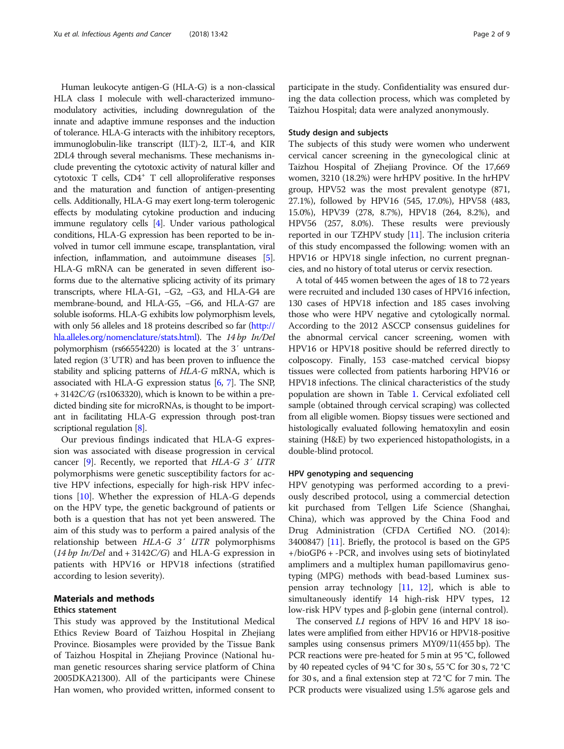Human leukocyte antigen-G (HLA-G) is a non-classical HLA class I molecule with well-characterized immunomodulatory activities, including downregulation of the innate and adaptive immune responses and the induction of tolerance. HLA-G interacts with the inhibitory receptors, immunoglobulin-like transcript (ILT)-2, ILT-4, and KIR 2DL4 through several mechanisms. These mechanisms include preventing the cytotoxic activity of natural killer and cytotoxic T cells, $CD4^+$ T cell alloproliferative responses and the maturation and function of antigen-presenting cells. Additionally, HLA-G may exert long-term tolerogenic effects by modulating cytokine production and inducing immune regulatory cells [4]. Under various pathological conditions, HLA-G expression has been reported to be involved in tumor cell immune escape, transplantation, viral infection, inflammation, and autoimmune diseases [5]. HLA-G mRNA can be generated in seven different isoforms due to the alternative splicing activity of its primary transcripts, where HLA-G1, −G2, −G3, and HLA-G4 are membrane-bound, and HLA-G5, −G6, and HLA-G7 are soluble isoforms. HLA-G exhibits low polymorphism levels, with only 56 alleles and 18 proteins described so far (http://hla.alleles.org/nomenclature/stats.html). The *14 bp In/Del* polymorphism (rs66554220) is located at the 3′ untranslated region (3′UTR) and has been proven to influence the stability and splicing patterns of *HLA-G* mRNA, which is associated with HLA-G expression status [6, 7]. The SNP, + 3142*C/G* (rs1063320), which is known to be within a predicted binding site for microRNAs, is thought to be important in facilitating HLA-G expression through post-transcriptional regulation [8].

Our previous findings indicated that HLA-G expression was associated with disease progression in cervical cancer [9]. Recently, we reported that *HLA-G 3′ UTR* polymorphisms were genetic susceptibility factors for active HPV infections, especially for high-risk HPV infections [10]. Whether the expression of HLA-G depends on the HPV type, the genetic background of patients or both is a question that has not yet been answered. The aim of this study was to perform a paired analysis of the relationship between *HLA-G 3′ UTR* polymorphisms (*14 bp In/Del* and + 3142*C/G*) and HLA-G expression in patients with HPV16 or HPV18 infections (stratified according to lesion severity).

## Materials and methods

### Ethics statement

This study was approved by the Institutional Medical Ethics Review Board of Taizhou Hospital in Zhejiang Province. Biosamples were provided by the Tissue Bank of Taizhou Hospital in Zhejiang Province (National human genetic resources sharing service platform of China 2005DKA21300). All of the participants were Chinese Han women, who provided written, informed consent to participate in the study. Confidentiality was ensured during the data collection process, which was completed by Taizhou Hospital; data were analyzed anonymously.

### Study design and subjects

The subjects of this study were women who underwent cervical cancer screening in the gynecological clinic at Taizhou Hospital of Zhejiang Province. Of the 17,669 women, 3210 (18.2%) were hrHPV positive. In the hrHPV group, HPV52 was the most prevalent genotype (871, 27.1%), followed by HPV16 (545, 17.0%), HPV58 (483, 15.0%), HPV39 (278, 8.7%), HPV18 (264, 8.2%), and HPV56 (257, 8.0%). These results were previously reported in our TZHPV study [11]. The inclusion criteria of this study encompassed the following: women with an HPV16 or HPV18 single infection, no current pregnancies, and no history of total uterus or cervix resection.

A total of 445 women between the ages of 18 to 72 years were recruited and included 130 cases of HPV16 infection, 130 cases of HPV18 infection and 185 cases involving those who were HPV negative and cytologically normal. According to the 2012 ASCCP consensus guidelines for the abnormal cervical cancer screening, women with HPV16 or HPV18 positive should be referred directly to colposcopy. Finally, 153 case-matched cervical biopsy tissues were collected from patients harboring HPV16 or HPV18 infections. The clinical characteristics of the study population are shown in Table 1. Cervical exfoliated cell sample (obtained through cervical scraping) was collected from all eligible women. Biopsy tissues were sectioned and histologically evaluated following hematoxylin and eosin staining (H&E) by two experienced histopathologists, in a double-blind protocol.

### HPV genotyping and sequencing

HPV genotyping was performed according to a previously described protocol, using a commercial detection kit purchased from Tellgen Life Science (Shanghai, China), which was approved by the China Food and Drug Administration (CFDA Certified NO. (2014): 3400847) [11]. Briefly, the protocol is based on the GP5+/bioGP6 + -PCR, and involves using sets of biotinylated amplimers and a multiplex human papillomavirus genotyping (MPG) methods with bead-based Luminex suspension array technology [11, 12], which is able to simultaneously identify 14 high-risk HPV types, 12 low-risk HPV types and β-globin gene (internal control).

The conserved *L1* regions of HPV 16 and HPV 18 isolates were amplified from either HPV16 or HPV18-positive samples using consensus primers MY09/11(455 bp). The PCR reactions were pre-heated for 5 min at 95 °C, followed by 40 repeated cycles of 94 °C for 30 s, 55 °C for 30 s, 72 °C for 30 s, and a final extension step at 72 °C for 7 min. The PCR products were visualized using 1.5% agarose gels and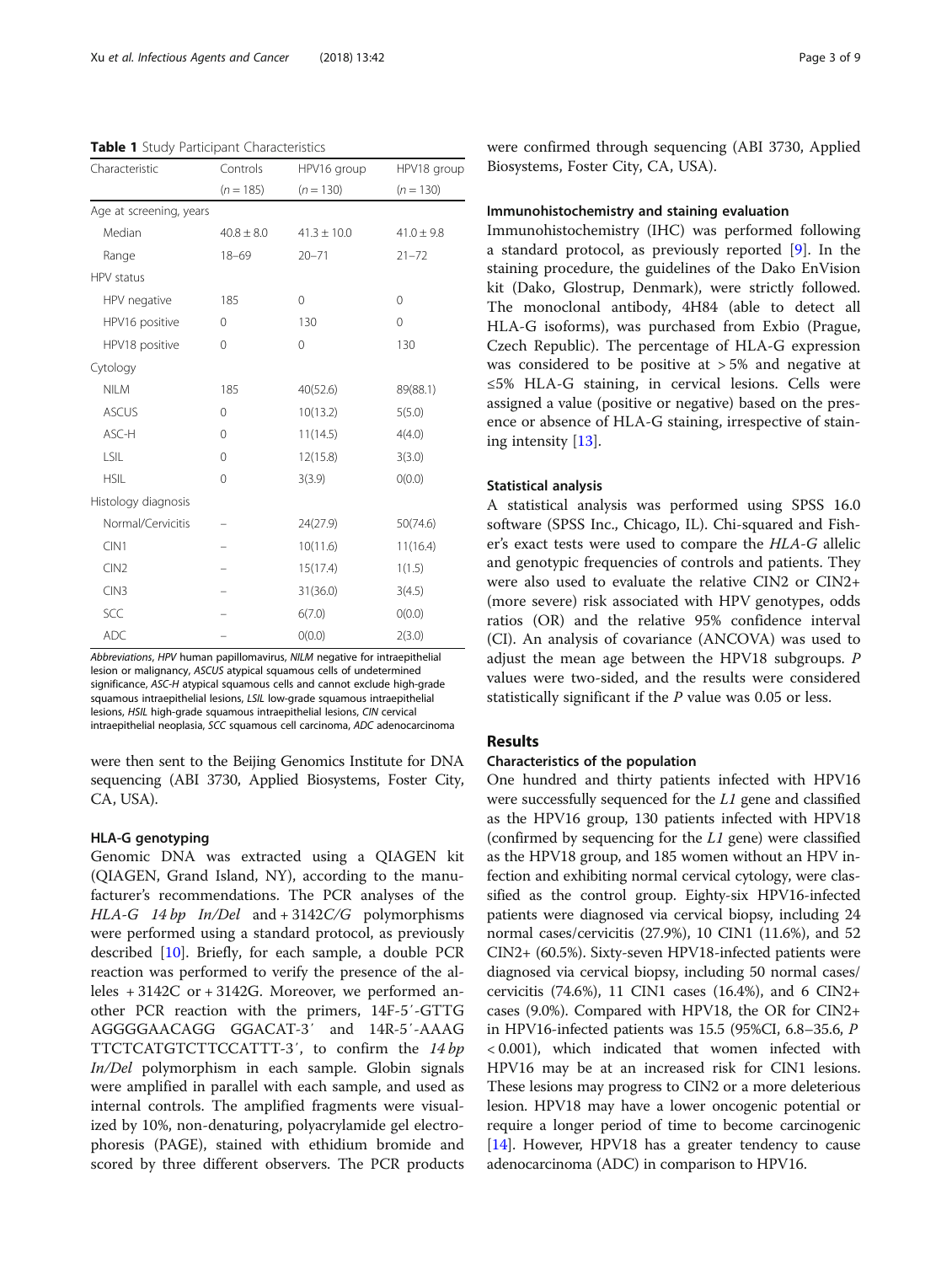**Table 1** Study Participant Characteristics

| Characteristic | Controls ($n = 185$) | HPV16 group ($n = 130$) | HPV18 group ($n = 130$) |
|---|---|---|---|
| Age at screening, years | | | |
| Median | 40.8 ± 8.0 | 41.3 ± 10.0 | 41.0 ± 9.8 |
| Range | 18–69 | 20–71 | 21–72 |
| HPV status | | | |
| HPV negative | 185 | 0 | 0 |
| HPV16 positive | 0 | 130 | 0 |
| HPV18 positive | 0 | 0 | 130 |
| Cytology | | | |
| NILM | 185 | 40(52.6) | 89(88.1) |
| ASCUS | 0 | 10(13.2) | 5(5.0) |
| ASC-H | 0 | 11(14.5) | 4(4.0) |
| LSIL | 0 | 12(15.8) | 3(3.0) |
| HSIL | 0 | 3(3.9) | 0(0.0) |
| Histology diagnosis | | | |
| Normal/Cervicitis | – | 24(27.9) | 50(74.6) |
| CIN1 | – | 10(11.6) | 11(16.4) |
| CIN2 | – | 15(17.4) | 1(1.5) |
| CIN3 | – | 31(36.0) | 3(4.5) |
| SCC | – | 6(7.0) | 0(0.0) |
| ADC | – | 0(0.0) | 2(3.0) |

*Abbreviations*, *HPV* human papillomavirus, *NILM* negative for intraepithelial lesion or malignancy, *ASCUS* atypical squamous cells of undetermined significance, *ASC-H* atypical squamous cells and cannot exclude high-grade squamous intraepithelial lesions, *LSIL* low-grade squamous intraepithelial lesions, *HSIL* high-grade squamous intraepithelial lesions, *CIN* cervical intraepithelial neoplasia, *SCC* squamous cell carcinoma, *ADC* adenocarcinoma

were then sent to the Beijing Genomics Institute for DNA sequencing (ABI 3730, Applied Biosystems, Foster City, CA, USA).

### HLA-G genotyping

Genomic DNA was extracted using a QIAGEN kit (QIAGEN, Grand Island, NY), according to the manufacturer's recommendations. The PCR analyses of the *HLA-G 14 bp In/Del* and + 3142*C/G* polymorphisms were performed using a standard protocol, as previously described [10]. Briefly, for each sample, a double PCR reaction was performed to verify the presence of the alleles + 3142C or + 3142G. Moreover, we performed another PCR reaction with the primers, 14F-5′-GTTG AGGGGAACAGG GGACAT-3′ and 14R-5′-AAAG TTCTCATGTCTTCCATTT-3′, to confirm the *14 bp In/Del* polymorphism in each sample. Globin signals were amplified in parallel with each sample, and used as internal controls. The amplified fragments were visualized by 10%, non-denaturing, polyacrylamide gel electrophoresis (PAGE), stained with ethidium bromide and scored by three different observers. The PCR products were confirmed through sequencing (ABI 3730, Applied Biosystems, Foster City, CA, USA).

### Immunohistochemistry and staining evaluation

Immunohistochemistry (IHC) was performed following a standard protocol, as previously reported [9]. In the staining procedure, the guidelines of the Dako EnVision kit (Dako, Glostrup, Denmark), were strictly followed. The monoclonal antibody, 4H84 (able to detect all HLA-G isoforms), was purchased from Exbio (Prague, Czech Republic). The percentage of HLA-G expression was considered to be positive at > 5% and negative at ≤5% HLA-G staining, in cervical lesions. Cells were assigned a value (positive or negative) based on the presence or absence of HLA-G staining, irrespective of staining intensity [13].

### Statistical analysis

A statistical analysis was performed using SPSS 16.0 software (SPSS Inc., Chicago, IL). Chi-squared and Fisher's exact tests were used to compare the *HLA-G* allelic and genotypic frequencies of controls and patients. They were also used to evaluate the relative CIN2 or CIN2+ (more severe) risk associated with HPV genotypes, odds ratios (OR) and the relative 95% confidence interval (CI). An analysis of covariance (ANCOVA) was used to adjust the mean age between the HPV18 subgroups. *P* values were two-sided, and the results were considered statistically significant if the *P* value was 0.05 or less.

## Results

### Characteristics of the population

One hundred and thirty patients infected with HPV16 were successfully sequenced for the *L1* gene and classified as the HPV16 group, 130 patients infected with HPV18 (confirmed by sequencing for the *L1* gene) were classified as the HPV18 group, and 185 women without an HPV infection and exhibiting normal cervical cytology, were classified as the control group. Eighty-six HPV16-infected patients were diagnosed via cervical biopsy, including 24 normal cases/cervicitis (27.9%), 10 CIN1 (11.6%), and 52 CIN2+ (60.5%). Sixty-seven HPV18-infected patients were diagnosed via cervical biopsy, including 50 normal cases/cervicitis (74.6%), 11 CIN1 cases (16.4%), and 6 CIN2+ cases (9.0%). Compared with HPV18, the OR for CIN2+ in HPV16-infected patients was 15.5 (95%CI, 6.8–35.6, $P < 0.001$), which indicated that women infected with HPV16 may be at an increased risk for CIN1 lesions. These lesions may progress to CIN2 or a more deleterious lesion. HPV18 may have a lower oncogenic potential or require a longer period of time to become carcinogenic [14]. However, HPV18 has a greater tendency to cause adenocarcinoma (ADC) in comparison to HPV16.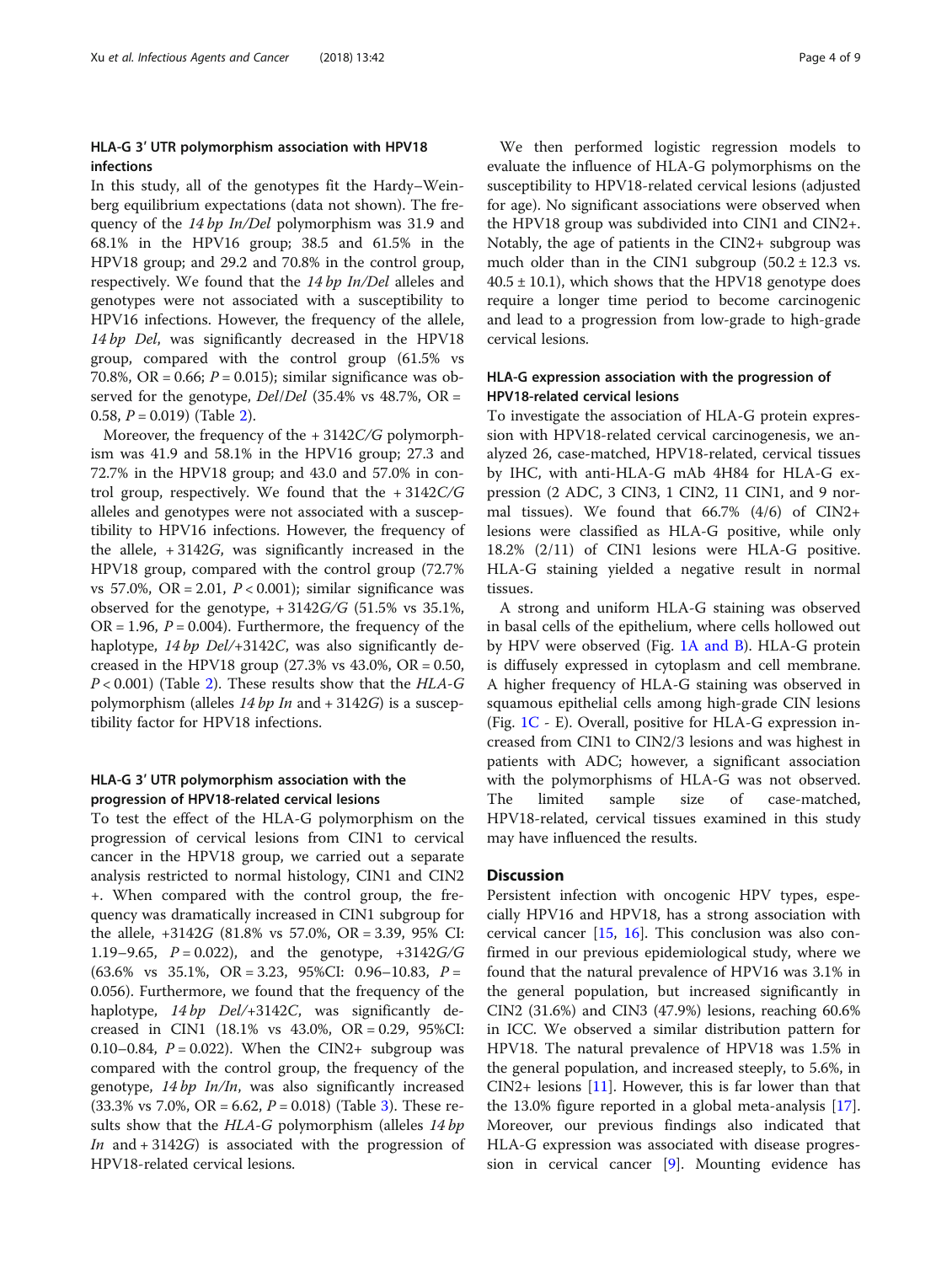### HLA-G 3′ UTR polymorphism association with HPV18 infections

In this study, all of the genotypes fit the Hardy–Weinberg equilibrium expectations (data not shown). The frequency of the *14 bp In/Del* polymorphism was 31.9 and 68.1% in the HPV16 group; 38.5 and 61.5% in the HPV18 group; and 29.2 and 70.8% in the control group, respectively. We found that the *14 bp In/Del* alleles and genotypes were not associated with a susceptibility to HPV16 infections. However, the frequency of the allele, *14 bp Del*, was significantly decreased in the HPV18 group, compared with the control group (61.5% vs 70.8%, OR = 0.66; $P = 0.015$); similar significance was observed for the genotype, *Del/Del* (35.4% vs 48.7%, OR = 0.58, $P = 0.019$) (Table 2).

Moreover, the frequency of the + 3142*C/G* polymorphism was 41.9 and 58.1% in the HPV16 group; 27.3 and 72.7% in the HPV18 group; and 43.0 and 57.0% in control group, respectively. We found that the + 3142*C/G* alleles and genotypes were not associated with a susceptibility to HPV16 infections. However, the frequency of the allele, + 3142*G*, was significantly increased in the HPV18 group, compared with the control group (72.7% vs 57.0%, OR = 2.01, $P < 0.001$); similar significance was observed for the genotype, + 3142*G/G* (51.5% vs 35.1%, OR = 1.96, $P = 0.004$). Furthermore, the frequency of the haplotype, *14 bp Del*/+3142*C*, was also significantly decreased in the HPV18 group (27.3% vs 43.0%, OR = 0.50, $P < 0.001$) (Table 2). These results show that the *HLA-G* polymorphism (alleles *14 bp In* and + 3142*G*) is a susceptibility factor for HPV18 infections.

### HLA-G 3′ UTR polymorphism association with the progression of HPV18-related cervical lesions

To test the effect of the HLA-G polymorphism on the progression of cervical lesions from CIN1 to cervical cancer in the HPV18 group, we carried out a separate analysis restricted to normal histology, CIN1 and CIN2+. When compared with the control group, the frequency was dramatically increased in CIN1 subgroup for the allele, +3142*G* (81.8% vs 57.0%, OR = 3.39, 95% CI: 1.19–9.65, $P = 0.022$), and the genotype, +3142*G/G* (63.6% vs 35.1%, OR = 3.23, 95%CI: 0.96–10.83, $P = 0.056$). Furthermore, we found that the frequency of the haplotype, *14 bp Del*/+3142*C*, was significantly decreased in CIN1 (18.1% vs 43.0%, OR = 0.29, 95%CI: 0.10–0.84, $P = 0.022$). When the CIN2+ subgroup was compared with the control group, the frequency of the genotype, *14 bp In/In*, was also significantly increased (33.3% vs 7.0%, OR = 6.62, $P = 0.018$) (Table 3). These results show that the *HLA-G* polymorphism (alleles *14 bp In* and + 3142*G*) is associated with the progression of HPV18-related cervical lesions.

We then performed logistic regression models to evaluate the influence of HLA-G polymorphisms on the susceptibility to HPV18-related cervical lesions (adjusted for age). No significant associations were observed when the HPV18 group was subdivided into CIN1 and CIN2+. Notably, the age of patients in the CIN2+ subgroup was much older than in the CIN1 subgroup ($50.2 \pm 12.3$ vs. $40.5 \pm 10.1$), which shows that the HPV18 genotype does require a longer time period to become carcinogenic and lead to a progression from low-grade to high-grade cervical lesions.

### HLA-G expression association with the progression of HPV18-related cervical lesions

To investigate the association of HLA-G protein expression with HPV18-related cervical carcinogenesis, we analyzed 26, case-matched, HPV18-related, cervical tissues by IHC, with anti-HLA-G mAb 4H84 for HLA-G expression (2 ADC, 3 CIN3, 1 CIN2, 11 CIN1, and 9 normal tissues). We found that 66.7% (4/6) of CIN2+ lesions were classified as HLA-G positive, while only 18.2% (2/11) of CIN1 lesions were HLA-G positive. HLA-G staining yielded a negative result in normal tissues.

A strong and uniform HLA-G staining was observed in basal cells of the epithelium, where cells hollowed out by HPV were observed (Fig. 1A and B). HLA-G protein is diffusely expressed in cytoplasm and cell membrane. A higher frequency of HLA-G staining was observed in squamous epithelial cells among high-grade CIN lesions (Fig. 1C - E). Overall, positive for HLA-G expression increased from CIN1 to CIN2/3 lesions and was highest in patients with ADC; however, a significant association with the polymorphisms of HLA-G was not observed. The limited sample size of case-matched, HPV18-related, cervical tissues examined in this study may have influenced the results.

## Discussion

Persistent infection with oncogenic HPV types, especially HPV16 and HPV18, has a strong association with cervical cancer [15, 16]. This conclusion was also confirmed in our previous epidemiological study, where we found that the natural prevalence of HPV16 was 3.1% in the general population, but increased significantly in CIN2 (31.6%) and CIN3 (47.9%) lesions, reaching 60.6% in ICC. We observed a similar distribution pattern for HPV18. The natural prevalence of HPV18 was 1.5% in the general population, and increased steeply, to 5.6%, in CIN2+ lesions [11]. However, this is far lower than that the 13.0% figure reported in a global meta-analysis [17]. Moreover, our previous findings also indicated that HLA-G expression was associated with disease progression in cervical cancer [9]. Mounting evidence has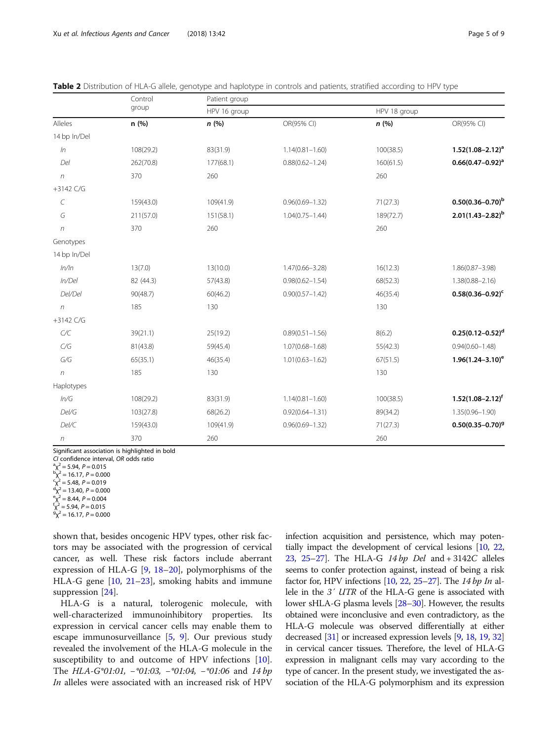**Table 2** Distribution of HLA-G allele, genotype and haplotype in controls and patients, stratified according to HPV type

| | Control group | Patient group | | | |
|---|---|---|---|---|---|
| | | HPV 16 group | | HPV 18 group | |
| Alleles | n (%) | *n* (%) | OR(95% CI) | *n* (%) | OR(95% CI) |
| 14 bp In/Del | | | | | |
| *In* | 108(29.2) | 83(31.9) | 1.14(0.81–1.60) | 100(38.5) | **1.52(1.08–2.12)[a]** |
| *Del* | 262(70.8) | 177(68.1) | 0.88(0.62–1.24) | 160(61.5) | **0.66(0.47–0.92)[a]** |
| *n* | 370 | 260 | | 260 | |
| +3142 C/G | | | | | |
| *C* | 159(43.0) | 109(41.9) | 0.96(0.69–1.32) | 71(27.3) | **0.50(0.36–0.70)[b]** |
| *G* | 211(57.0) | 151(58.1) | 1.04(0.75–1.44) | 189(72.7) | **2.01(1.43–2.82)[b]** |
| *n* | 370 | 260 | | 260 | |
| Genotypes | | | | | |
| 14 bp In/Del | | | | | |
| *In/In* | 13(7.0) | 13(10.0) | 1.47(0.66–3.28) | 16(12.3) | 1.86(0.87–3.98) |
| *In/Del* | 82 (44.3) | 57(43.8) | 0.98(0.62–1.54) | 68(52.3) | 1.38(0.88–2.16) |
| *Del/Del* | 90(48.7) | 60(46.2) | 0.90(0.57–1.42) | 46(35.4) | **0.58(0.36–0.92)[c]** |
| *n* | 185 | 130 | | 130 | |
| +3142 C/G | | | | | |
| *C/C* | 39(21.1) | 25(19.2) | 0.89(0.51–1.56) | 8(6.2) | **0.25(0.12–0.52)[d]** |
| *C/G* | 81(43.8) | 59(45.4) | 1.07(0.68–1.68) | 55(42.3) | 0.94(0.60–1.48) |
| *G/G* | 65(35.1) | 46(35.4) | 1.01(0.63–1.62) | 67(51.5) | **1.96(1.24–3.10)[e]** |
| *n* | 185 | 130 | | 130 | |
| Haplotypes | | | | | |
| *In/G* | 108(29.2) | 83(31.9) | 1.14(0.81–1.60) | 100(38.5) | **1.52(1.08–2.12)[f]** |
| *Del/G* | 103(27.8) | 68(26.2) | 0.92(0.64–1.31) | 89(34.2) | 1.35(0.96–1.90) |
| *Del/C* | 159(43.0) | 109(41.9) | 0.96(0.69–1.32) | 71(27.3) | **0.50(0.35–0.70)[g]** |
| *n* | 370 | 260 | | 260 | |

Significant association is highlighted in bold
*CI* confidence interval, *OR* odds ratio
[a] $\chi^2 = 5.94$, $P = 0.015$
[b] $\chi^2 = 16.17$, $P = 0.000$
[c] $\chi^2 = 5.48$, $P = 0.019$
[d] $\chi^2 = 13.40$, $P = 0.000$
[e] $\chi^2 = 8.44$, $P = 0.004$
[f] $\chi^2 = 5.94$, $P = 0.015$
[g] $\chi^2 = 16.17$, $P = 0.000$

shown that, besides oncogenic HPV types, other risk factors may be associated with the progression of cervical cancer, as well. These risk factors include aberrant expression of HLA-G [9, 18–20], polymorphisms of the HLA-G gene [10, 21–23], smoking habits and immune suppression [24].

HLA-G is a natural, tolerogenic molecule, with well-characterized immunoinhibitory properties. Its expression in cervical cancer cells may enable them to escape immunosurveillance [5, 9]. Our previous study revealed the involvement of the HLA-G molecule in the susceptibility to and outcome of HPV infections [10]. The *HLA-G\*01:01, −\*01:03, −\*01:04, −\*01:06* and *14 bp In* alleles were associated with an increased risk of HPV infection acquisition and persistence, which may potentially impact the development of cervical lesions [10, 22, 23, 25–27]. The HLA-G *14 bp Del* and + 3142*C* alleles seems to confer protection against, instead of being a risk factor for, HPV infections [10, 22, 25–27]. The *14 bp In* allele in the *3′ UTR* of the HLA-G gene is associated with lower sHLA-G plasma levels [28–30]. However, the results obtained were inconclusive and even contradictory, as the HLA-G molecule was observed differentially at either decreased [31] or increased expression levels [9, 18, 19, 32] in cervical cancer tissues. Therefore, the level of HLA-G expression in malignant cells may vary according to the type of cancer. In the present study, we investigated the association of the HLA-G polymorphism and its expression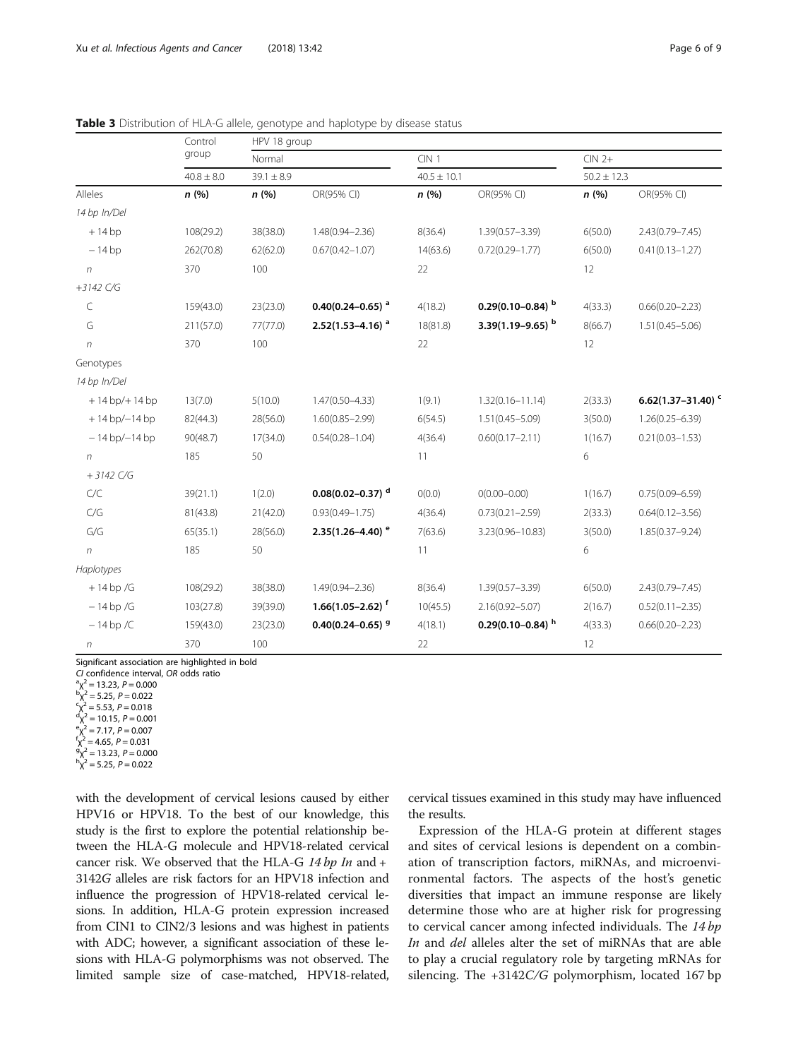**Table 3** Distribution of HLA-G allele, genotype and haplotype by disease status

| | Control group | HPV 18 group | | | | | |
|---|---|---|---|---|---|---|---|
| | | Normal | | CIN 1 | | CIN 2+ | |
| | 40.8 ± 8.0 | 39.1 ± 8.9 | | 40.5 ± 10.1 | | 50.2 ± 12.3 | |
| Alleles | **n (%)** | **n (%)** | OR(95% CI) | **n (%)** | OR(95% CI) | **n (%)** | OR(95% CI) |
| *14 bp In/Del* | | | | | | | |
| + 14 bp | 108(29.2) | 38(38.0) | 1.48(0.94–2.36) | 8(36.4) | 1.39(0.57–3.39) | 6(50.0) | 2.43(0.79–7.45) |
| − 14 bp | 262(70.8) | 62(62.0) | 0.67(0.42–1.07) | 14(63.6) | 0.72(0.29–1.77) | 6(50.0) | 0.41(0.13–1.27) |
| *n* | 370 | 100 | | 22 | | 12 | |
| *+3142 C/G* | | | | | | | |
| C | 159(43.0) | 23(23.0) | **0.40(0.24–0.65)** [a] | 4(18.2) | **0.29(0.10–0.84)** [b] | 4(33.3) | 0.66(0.20–2.23) |
| G | 211(57.0) | 77(77.0) | **2.52(1.53–4.16)** [a] | 18(81.8) | **3.39(1.19–9.65)** [b] | 8(66.7) | 1.51(0.45–5.06) |
| *n* | 370 | 100 | | 22 | | 12 | |
| Genotypes | | | | | | | |
| *14 bp In/Del* | | | | | | | |
| + 14 bp/+ 14 bp | 13(7.0) | 5(10.0) | 1.47(0.50–4.33) | 1(9.1) | 1.32(0.16–11.14) | 2(33.3) | **6.62(1.37–31.40)** [c] |
| + 14 bp/− 14 bp | 82(44.3) | 28(56.0) | 1.60(0.85–2.99) | 6(54.5) | 1.51(0.45–5.09) | 3(50.0) | 1.26(0.25–6.39) |
| − 14 bp/− 14 bp | 90(48.7) | 17(34.0) | 0.54(0.28–1.04) | 4(36.4) | 0.60(0.17–2.11) | 1(16.7) | 0.21(0.03–1.53) |
| *n* | 185 | 50 | | 11 | | 6 | |
| *+ 3142 C/G* | | | | | | | |
| C/C | 39(21.1) | 1(2.0) | **0.08(0.02–0.37)** [d] | 0(0.0) | 0(0.00–0.00) | 1(16.7) | 0.75(0.09–6.59) |
| C/G | 81(43.8) | 21(42.0) | 0.93(0.49–1.75) | 4(36.4) | 0.73(0.21–2.59) | 2(33.3) | 0.64(0.12–3.56) |
| G/G | 65(35.1) | 28(56.0) | **2.35(1.26–4.40)** [e] | 7(63.6) | 3.23(0.96–10.83) | 3(50.0) | 1.85(0.37–9.24) |
| *n* | 185 | 50 | | 11 | | 6 | |
| *Haplotypes* | | | | | | | |
| + 14 bp /G | 108(29.2) | 38(38.0) | 1.49(0.94–2.36) | 8(36.4) | 1.39(0.57–3.39) | 6(50.0) | 2.43(0.79–7.45) |
| − 14 bp /G | 103(27.8) | 39(39.0) | **1.66(1.05–2.62)** [f] | 10(45.5) | 2.16(0.92–5.07) | 2(16.7) | 0.52(0.11–2.35) |
| − 14 bp /C | 159(43.0) | 23(23.0) | **0.40(0.24–0.65)** [g] | 4(18.1) | **0.29(0.10–0.84)** [h] | 4(33.3) | 0.66(0.20–2.23) |
| *n* | 370 | 100 | | 22 | | 12 | |

Significant association are highlighted in bold
*CI* confidence interval, *OR* odds ratio
[a] $\chi^2 = 13.23$, $P = 0.000$
[b] $\chi^2 = 5.25$, $P = 0.022$
[c] $\chi^2 = 5.53$, $P = 0.018$
[d] $\chi^2 = 10.15$, $P = 0.001$
[e] $\chi^2 = 7.17$, $P = 0.007$
[f] $\chi^2 = 4.65$, $P = 0.031$
[g] $\chi^2 = 13.23$, $P = 0.000$
[h] $\chi^2 = 5.25$, $P = 0.022$

with the development of cervical lesions caused by either HPV16 or HPV18. To the best of our knowledge, this study is the first to explore the potential relationship between the HLA-G molecule and HPV18-related cervical cancer risk. We observed that the HLA-G *14 bp In* and +3142*G* alleles are risk factors for an HPV18 infection and influence the progression of HPV18-related cervical lesions. In addition, HLA-G protein expression increased from CIN1 to CIN2/3 lesions and was highest in patients with ADC; however, a significant association of these lesions with HLA-G polymorphisms was not observed. The limited sample size of case-matched, HPV18-related, cervical tissues examined in this study may have influenced the results.

Expression of the HLA-G protein at different stages and sites of cervical lesions is dependent on a combination of transcription factors, miRNAs, and microenvironmental factors. The aspects of the host's genetic diversities that impact an immune response are likely determine those who are at higher risk for progressing to cervical cancer among infected individuals. The *14 bp In* and *del* alleles alter the set of miRNAs that are able to play a crucial regulatory role by targeting mRNAs for silencing. The +3142*C/G* polymorphism, located 167 bp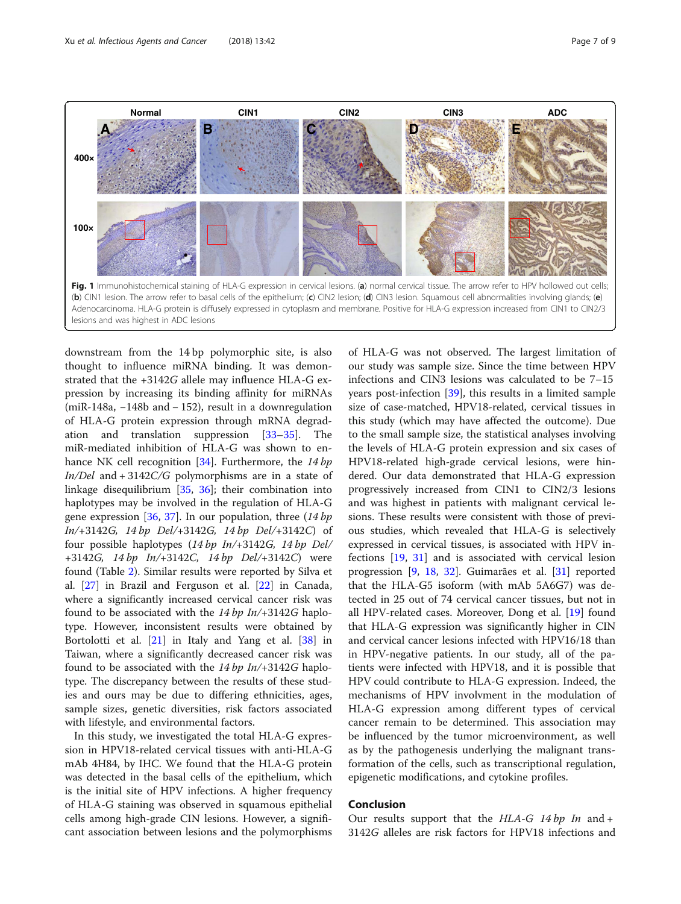Fig. 1 Immunohistochemical staining of HLA-G expression in cervical lesions. (**a**) normal cervical tissue. The arrow refer to HPV hollowed out cells; (**b**) CIN1 lesion. The arrow refer to basal cells of the epithelium; (**c**) CIN2 lesion; (**d**) CIN3 lesion. Squamous cell abnormalities involving glands; (**e**) Adenocarcinoma. HLA-G protein is diffusely expressed in cytoplasm and membrane. Positive for HLA-G expression increased from CIN1 to CIN2/3 lesions and was highest in ADC lesions

downstream from the 14 bp polymorphic site, is also thought to influence miRNA binding. It was demonstrated that the +3142*G* allele may influence HLA-G expression by increasing its binding affinity for miRNAs (miR-148a, −148b and − 152), result in a downregulation of HLA-G protein expression through mRNA degradation and translation suppression [33–35]. The miR-mediated inhibition of HLA-G was shown to enhance NK cell recognition [34]. Furthermore, the *14 bp In/Del* and + 3142*C/G* polymorphisms are in a state of linkage disequilibrium [35, 36]; their combination into haplotypes may be involved in the regulation of HLA-G gene expression [36, 37]. In our population, three (*14 bp In*/+3142*G*, *14 bp Del*/+3142*G*, *14 bp Del*/+3142*C*) of four possible haplotypes (*14 bp In*/+3142*G*, *14 bp Del*/+3142*G*, *14 bp In*/+3142*C*, *14 bp Del*/+3142*C*) were found (Table 2). Similar results were reported by Silva et al. [27] in Brazil and Ferguson et al. [22] in Canada, where a significantly increased cervical cancer risk was found to be associated with the *14 bp In*/+3142*G* haplotype. However, inconsistent results were obtained by Bortolotti et al. [21] in Italy and Yang et al. [38] in Taiwan, where a significantly decreased cancer risk was found to be associated with the *14 bp In*/+3142*G* haplotype. The discrepancy between the results of these studies and ours may be due to differing ethnicities, ages, sample sizes, genetic diversities, risk factors associated with lifestyle, and environmental factors.

In this study, we investigated the total HLA-G expression in HPV18-related cervical tissues with anti-HLA-G mAb 4H84, by IHC. We found that the HLA-G protein was detected in the basal cells of the epithelium, which is the initial site of HPV infections. A higher frequency of HLA-G staining was observed in squamous epithelial cells among high-grade CIN lesions. However, a significant association between lesions and the polymorphisms of HLA-G was not observed. The largest limitation of our study was sample size. Since the time between HPV infections and CIN3 lesions was calculated to be 7–15 years post-infection [39], this results in a limited sample size of case-matched, HPV18-related, cervical tissues in this study (which may have affected the outcome). Due to the small sample size, the statistical analyses involving the levels of HLA-G protein expression and six cases of HPV18-related high-grade cervical lesions, were hindered. Our data demonstrated that HLA-G expression progressively increased from CIN1 to CIN2/3 lesions and was highest in patients with malignant cervical lesions. These results were consistent with those of previous studies, which revealed that HLA-G is selectively expressed in cervical tissues, is associated with HPV infections [19, 31] and is associated with cervical lesion progression [9, 18, 32]. Guimarães et al. [31] reported that the HLA-G5 isoform (with mAb 5A6G7) was detected in 25 out of 74 cervical cancer tissues, but not in all HPV-related cases. Moreover, Dong et al. [19] found that HLA-G expression was significantly higher in CIN and cervical cancer lesions infected with HPV16/18 than in HPV-negative patients. In our study, all of the patients were infected with HPV18, and it is possible that HPV could contribute to HLA-G expression. Indeed, the mechanisms of HPV involvment in the modulation of HLA-G expression among different types of cervical cancer remain to be determined. This association may be influenced by the tumor microenvironment, as well as by the pathogenesis underlying the malignant transformation of the cells, such as transcriptional regulation, epigenetic modifications, and cytokine profiles.

## Conclusion

Our results support that the *HLA-G 14 bp In* and + 3142*G* alleles are risk factors for HPV18 infections and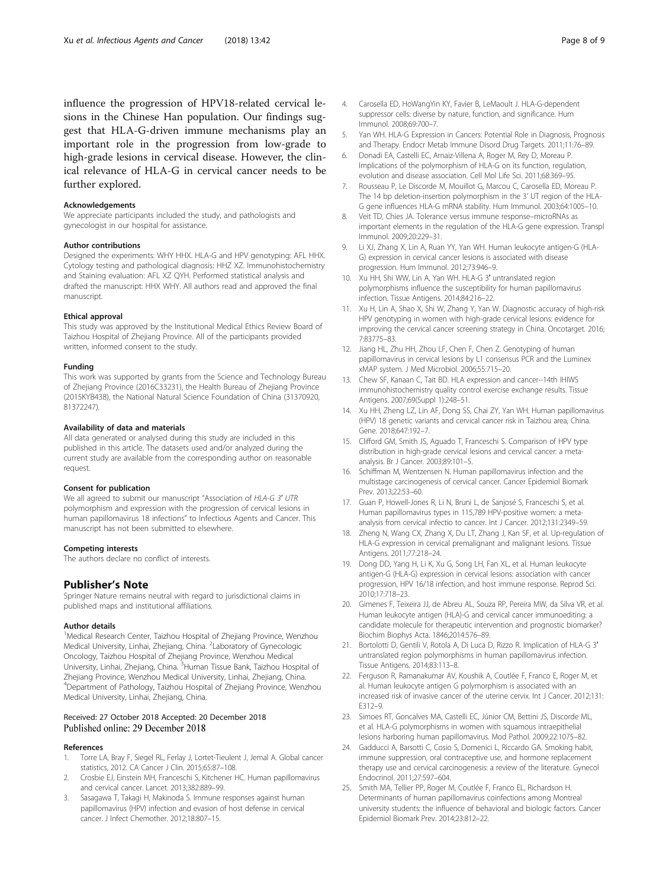influence the progression of HPV18-related cervical lesions in the Chinese Han population. Our findings suggest that HLA-G-driven immune mechanisms play an important role in the progression from low-grade to high-grade lesions in cervical disease. However, the clinical relevance of HLA-G in cervical cancer needs to be further explored.

### Acknowledgements

We appreciate participants included the study, and pathologists and gynecologist in our hospital for assistance.

### Author contributions

Designed the experiments: WHY HHX. HLA-G and HPV genotyping: AFL HHX. Cytology testing and pathological diagnosis: HHZ XZ. Immunohistochemistry and Staining evaluation: AFL XZ QYH. Performed statistical analysis and drafted the manuscript: HHX WHY. All authors read and approved the final manuscript.

### Ethical approval

This study was approved by the Institutional Medical Ethics Review Board of Taizhou Hospital of Zhejiang Province. All of the participants provided written, informed consent to the study.

### Funding

This work was supported by grants from the Science and Technology Bureau of Zhejiang Province (2016C33231), the Health Bureau of Zhejiang Province (2015KYB438), the National Natural Science Foundation of China (31370920, 81372247).

### Availability of data and materials

All data generated or analysed during this study are included in this published in this article. The datasets used and/or analyzed during the current study are available from the corresponding author on reasonable request.

### Consent for publication

We all agreed to submit our manuscript "Association of *HLA-G 3′ UTR* polymorphism and expression with the progression of cervical lesions in human papillomavirus 18 infections" to Infectious Agents and Cancer. This manuscript has not been submitted to elsewhere.

### Competing interests

The authors declare no conflict of interests.

## Publisher's Note

Springer Nature remains neutral with regard to jurisdictional claims in published maps and institutional affiliations.

### Author details

[1]Medical Research Center, Taizhou Hospital of Zhejiang Province, Wenzhou Medical University, Linhai, Zhejiang, China. [2]Laboratory of Gynecologic Oncology, Taizhou Hospital of Zhejiang Province, Wenzhou Medical University, Linhai, Zhejiang, China. [3]Human Tissue Bank, Taizhou Hospital of Zhejiang Province, Wenzhou Medical University, Linhai, Zhejiang, China. [4]Department of Pathology, Taizhou Hospital of Zhejiang Province, Wenzhou Medical University, Linhai, Zhejiang, China.

Received: 27 October 2018 Accepted: 20 December 2018
Published online: 29 December 2018

### References

1. Torre LA, Bray F, Siegel RL, Ferlay J, Lortet-Tieulent J, Jemal A. Global cancer statistics, 2012. CA Cancer J Clin. 2015;65:87–108.
2. Crosbie EJ, Einstein MH, Franceschi S, Kitchener HC. Human papillomavirus and cervical cancer. Lancet. 2013;382:889–99.
3. Sasagawa T, Takagi H, Makinoda S. Immune responses against human papillomavirus (HPV) infection and evasion of host defense in cervical cancer. J Infect Chemother. 2012;18:807–15.
4. Carosella ED, HoWangYin KY, Favier B, LeMaoult J. HLA-G-dependent suppressor cells: diverse by nature, function, and significance. Hum Immunol. 2008;69:700–7.
5. Yan WH. HLA-G Expression in Cancers: Potential Role in Diagnosis, Prognosis and Therapy. Endocr Metab Immune Disord Drug Targets. 2011;11:76–89.
6. Donadi EA, Castelli EC, Arnaiz-Villena A, Roger M, Rey D, Moreau P. Implications of the polymorphism of HLA-G on its function, regulation, evolution and disease association. Cell Mol Life Sci. 2011;68:369–95.
7. Rousseau P, Le Discorde M, Mouillot G, Marcou C, Carosella ED, Moreau P. The 14 bp deletion-insertion polymorphism in the 3′ UT region of the HLA-G gene influences HLA-G mRNA stability. Hum Immunol. 2003;64:1005–10.
8. Veit TD, Chies JA. Tolerance versus immune response–microRNAs as important elements in the regulation of the HLA-G gene expression. Transpl Immunol. 2009;20:229–31.
9. Li XJ, Zhang X, Lin A, Ruan YY, Yan WH. Human leukocyte antigen-G (HLA-G) expression in cervical cancer lesions is associated with disease progression. Hum Immunol. 2012;73:946–9.
10. Xu HH, Shi WW, Lin A, Yan WH. HLA-G 3′ untranslated region polymorphisms influence the susceptibility for human papillomavirus infection. Tissue Antigens. 2014;84:216–22.
11. Xu H, Lin A, Shao X, Shi W, Zhang Y, Yan W. Diagnostic accuracy of high-risk HPV genotyping in women with high-grade cervical lesions: evidence for improving the cervical cancer screening strategy in China. Oncotarget. 2016; 7:83775–83.
12. Jiang HL, Zhu HH, Zhou LF, Chen F, Chen Z. Genotyping of human papillomavirus in cervical lesions by L1 consensus PCR and the Luminex xMAP system. J Med Microbiol. 2006;55:715–20.
13. Chew SF, Kanaan C, Tait BD. HLA expression and cancer--14th IHIWS immunohistochemistry quality control exercise exchange results. Tissue Antigens. 2007;69(Suppl 1):248–51.
14. Xu HH, Zheng LZ, Lin AF, Dong SS, Chai ZY, Yan WH. Human papillomavirus (HPV) 18 genetic variants and cervical cancer risk in Taizhou area, China. Gene. 2018;647:192–7.
15. Clifford GM, Smith JS, Aguado T, Franceschi S. Comparison of HPV type distribution in high-grade cervical lesions and cervical cancer: a meta-analysis. Br J Cancer. 2003;89:101–5.
16. Schiffman M, Wentzensen N. Human papillomavirus infection and the multistage carcinogenesis of cervical cancer. Cancer Epidemiol Biomark Prev. 2013;22:553–60.
17. Guan P, Howell-Jones R, Li N, Bruni L, de Sanjosé S, Franceschi S, et al. Human papillomavirus types in 115,789 HPV-positive women: a meta-analysis from cervical infectio to cancer. Int J Cancer. 2012;131:2349–59.
18. Zheng N, Wang CX, Zhang X, Du LT, Zhang J, Kan SF, et al. Up-regulation of HLA-G expression in cervical premalignant and malignant lesions. Tissue Antigens. 2011;77:218–24.
19. Dong DD, Yang H, Li K, Xu G, Song LH, Fan XL, et al. Human leukocyte antigen-G (HLA-G) expression in cervical lesions: association with cancer progression, HPV 16/18 infection, and host immune response. Reprod Sci. 2010;17:718–23.
20. Gimenes F, Teixeira JJ, de Abreu AL, Souza RP, Pereira MW, da Silva VR, et al. Human leukocyte antigen (HLA)-G and cervical cancer immunoediting: a candidate molecule for therapeutic intervention and prognostic biomarker? Biochim Biophys Acta. 1846;2014:576–89.
21. Bortolotti D, Gentili V, Rotola A, Di Luca D, Rizzo R. Implication of HLA-G 3′ untranslated region polymorphisms in human papillomavirus infection. Tissue Antigens. 2014;83:113–8.
22. Ferguson R, Ramanakumar AV, Koushik A, Coutlée F, Franco E, Roger M, et al. Human leukocyte antigen G polymorphism is associated with an increased risk of invasive cancer of the uterine cervix. Int J Cancer. 2012;131: E312–9.
23. Simoes RT, Goncalves MA, Castelli EC, Júnior CM, Bettini JS, Discorde ML, et al. HLA-G polymorphisms in women with squamous intraepithelial lesions harboring human papillomavirus. Mod Pathol. 2009;22:1075–82.
24. Gadducci A, Barsotti C, Cosio S, Domenici L, Riccardo GA. Smoking habit, immune suppression, oral contraceptive use, and hormone replacement therapy use and cervical carcinogenesis: a review of the literature. Gynecol Endocrinol. 2011;27:597–604.
25. Smith MA, Tellier PP, Roger M, Coutlée F, Franco EL, Richardson H. Determinants of human papillomavirus coinfections among Montreal university students: the influence of behavioral and biologic factors. Cancer Epidemiol Biomark Prev. 2014;23:812–22.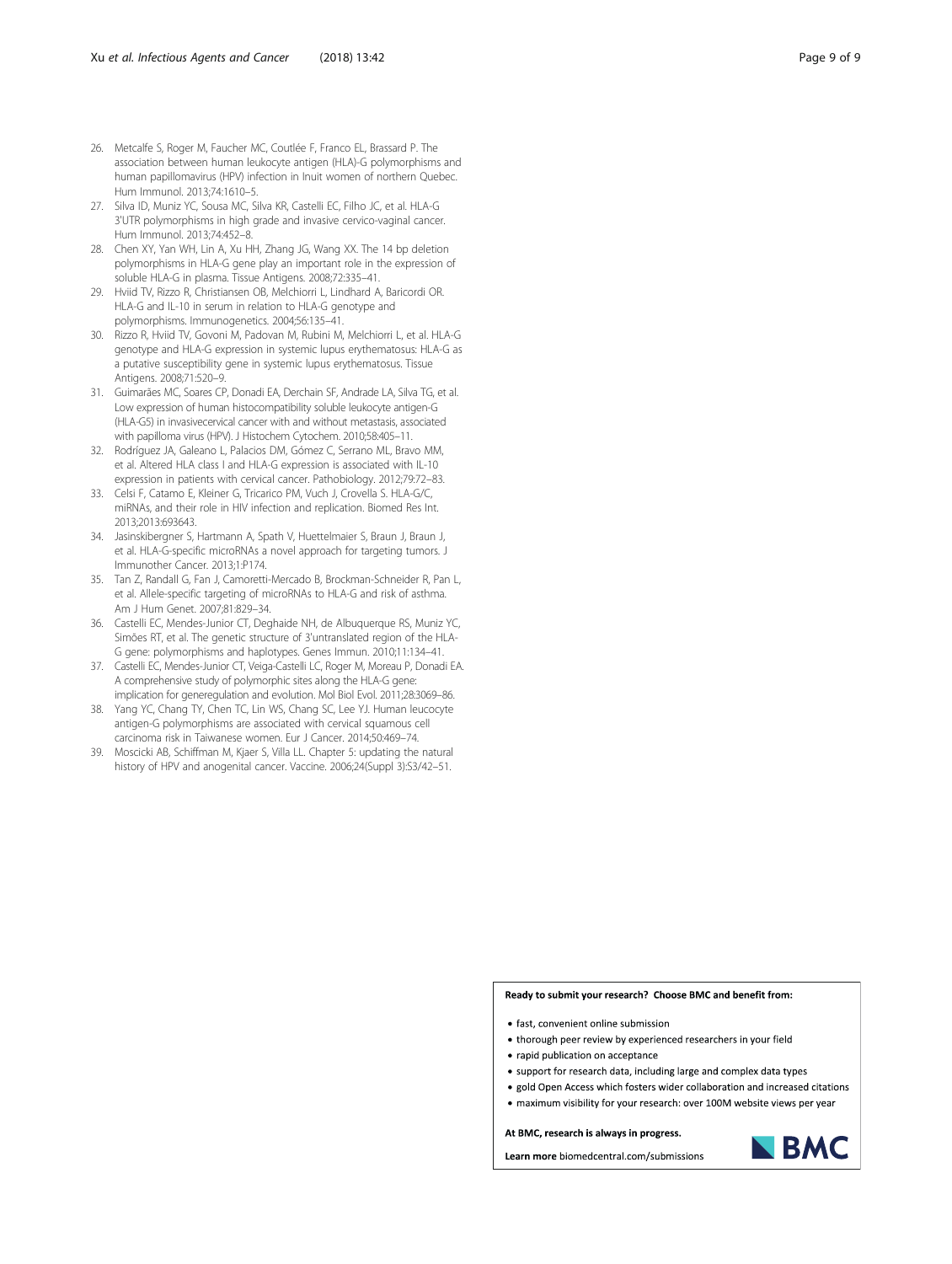26. Metcalfe S, Roger M, Faucher MC, Coutlée F, Franco EL, Brassard P. The association between human leukocyte antigen (HLA)-G polymorphisms and human papillomavirus (HPV) infection in Inuit women of northern Quebec. Hum Immunol. 2013;74:1610–5.
27. Silva ID, Muniz YC, Sousa MC, Silva KR, Castelli EC, Filho JC, et al. HLA-G 3'UTR polymorphisms in high grade and invasive cervico-vaginal cancer. Hum Immunol. 2013;74:452–8.
28. Chen XY, Yan WH, Lin A, Xu HH, Zhang JG, Wang XX. The 14 bp deletion polymorphisms in HLA-G gene play an important role in the expression of soluble HLA-G in plasma. Tissue Antigens. 2008;72:335–41.
29. Hviid TV, Rizzo R, Christiansen OB, Melchiorri L, Lindhard A, Baricordi OR. HLA-G and IL-10 in serum in relation to HLA-G genotype and polymorphisms. Immunogenetics. 2004;56:135–41.
30. Rizzo R, Hviid TV, Govoni M, Padovan M, Rubini M, Melchiorri L, et al. HLA-G genotype and HLA-G expression in systemic lupus erythematosus: HLA-G as a putative susceptibility gene in systemic lupus erythematosus. Tissue Antigens. 2008;71:520–9.
31. Guimarães MC, Soares CP, Donadi EA, Derchain SF, Andrade LA, Silva TG, et al. Low expression of human histocompatibility soluble leukocyte antigen-G (HLA-G5) in invasivecervical cancer with and without metastasis, associated with papilloma virus (HPV). J Histochem Cytochem. 2010;58:405–11.
32. Rodríguez JA, Galeano L, Palacios DM, Gómez C, Serrano ML, Bravo MM, et al. Altered HLA class I and HLA-G expression is associated with IL-10 expression in patients with cervical cancer. Pathobiology. 2012;79:72–83.
33. Celsi F, Catamo E, Kleiner G, Tricarico PM, Vuch J, Crovella S. HLA-G/C, miRNAs, and their role in HIV infection and replication. Biomed Res Int. 2013;2013:693643.
34. Jasinskibergner S, Hartmann A, Spath V, Huettelmaier S, Braun J, Braun J, et al. HLA-G-specific microRNAs a novel approach for targeting tumors. J Immunother Cancer. 2013;1:P174.
35. Tan Z, Randall G, Fan J, Camoretti-Mercado B, Brockman-Schneider R, Pan L, et al. Allele-specific targeting of microRNAs to HLA-G and risk of asthma. Am J Hum Genet. 2007;81:829–34.
36. Castelli EC, Mendes-Junior CT, Deghaide NH, de Albuquerque RS, Muniz YC, Simões RT, et al. The genetic structure of 3'untranslated region of the HLA-G gene: polymorphisms and haplotypes. Genes Immun. 2010;11:134–41.
37. Castelli EC, Mendes-Junior CT, Veiga-Castelli LC, Roger M, Moreau P, Donadi EA. A comprehensive study of polymorphic sites along the HLA-G gene: implication for generegulation and evolution. Mol Biol Evol. 2011;28:3069–86.
38. Yang YC, Chang TY, Chen TC, Lin WS, Chang SC, Lee YJ. Human leucocyte antigen-G polymorphisms are associated with cervical squamous cell carcinoma risk in Taiwanese women. Eur J Cancer. 2014;50:469–74.
39. Moscicki AB, Schiffman M, Kjaer S, Villa LL. Chapter 5: updating the natural history of HPV and anogenital cancer. Vaccine. 2006;24(Suppl 3):S3/42–51.

**Ready to submit your research? Choose BMC and benefit from:**

- fast, convenient online submission
- thorough peer review by experienced researchers in your field
- rapid publication on acceptance
- support for research data, including large and complex data types
- gold Open Access which fosters wider collaboration and increased citations
- maximum visibility for your research: over 100M website views per year

**At BMC, research is always in progress.**

**Learn more** biomedcentral.com/submissions

BMC